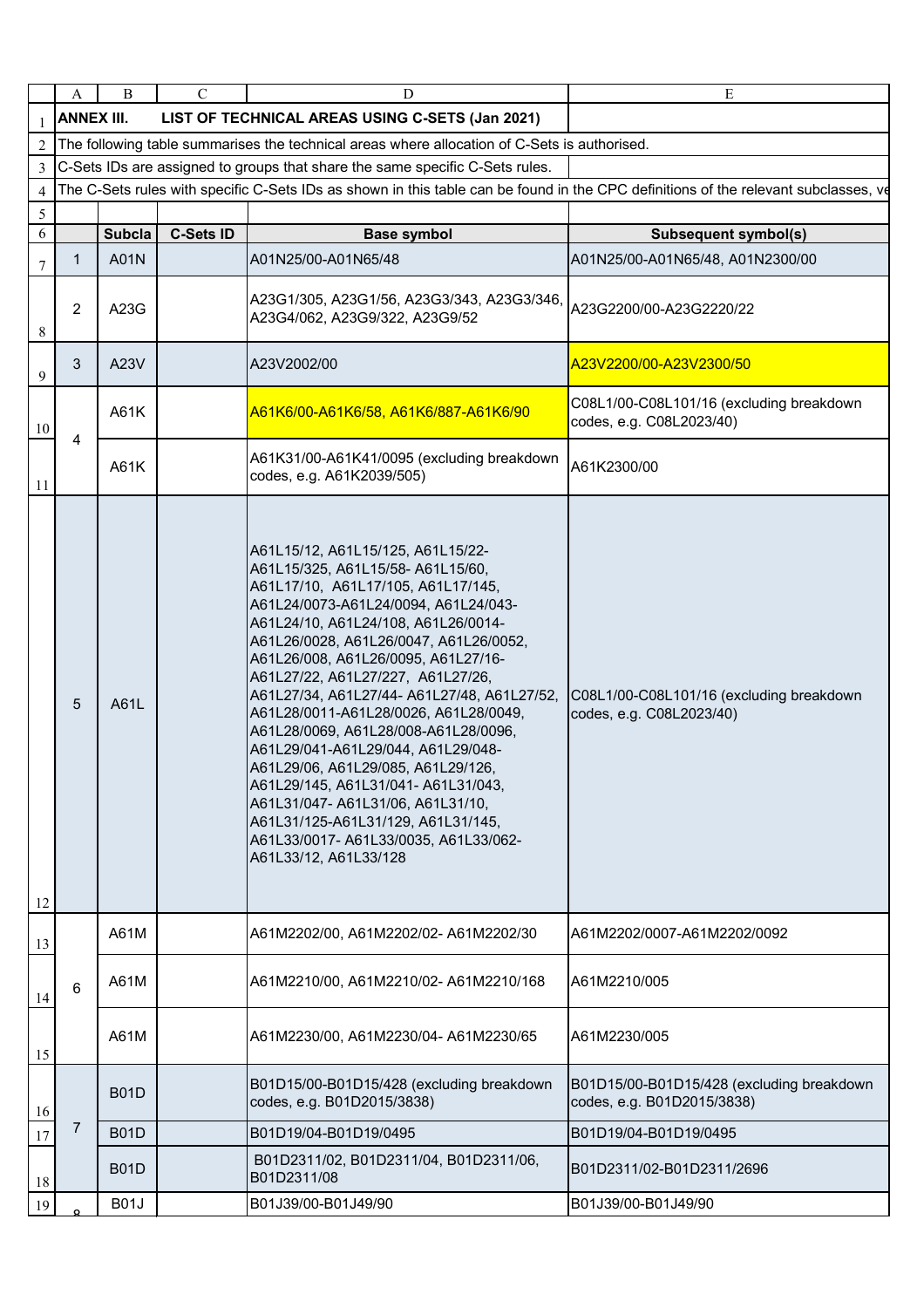**ANNEX III. LIST OF TECHNICAL AREAS USING C-SETS (Jan 2021)**

The following table summarises the technical areas where allocation of C-Sets is authorised.

C-Sets IDs are assigned to groups that share the same specific C-Sets rules.

The C-Sets rules with specific C-Sets IDs as shown in this table can be found in the CPC definitions of the relevant subclasses, ve

| | Subcla | C-Sets ID | Base symbol | Subsequent symbol(s) |
|---|---|---|---|---|
| 1 | A01N | | A01N25/00-A01N65/48 | A01N25/00-A01N65/48, A01N2300/00 |
| 2 | A23G | | A23G1/305, A23G1/56, A23G3/343, A23G3/346, A23G4/062, A23G9/322, A23G9/52 | A23G2200/00-A23G2220/22 |
| 3 | A23V | | A23V2002/00 | A23V2200/00-A23V2300/50 |
| 4 | A61K | | A61K6/00-A61K6/58, A61K6/887-A61K6/90 | C08L1/00-C08L101/16 (excluding breakdown codes, e.g. C08L2023/40) |
| | A61K | | A61K31/00-A61K41/0095 (excluding breakdown codes, e.g. A61K2039/505) | A61K2300/00 |
| 5 | A61L | | A61L15/12, A61L15/125, A61L15/22-A61L15/325, A61L15/58- A61L15/60, A61L17/10, A61L17/105, A61L17/145, A61L24/0073-A61L24/0094, A61L24/043-A61L24/10, A61L24/108, A61L26/0014-A61L26/0028, A61L26/0047, A61L26/0052, A61L26/008, A61L26/0095, A61L27/16-A61L27/22, A61L27/227, A61L27/26, A61L27/34, A61L27/44- A61L27/48, A61L27/52, A61L28/0011-A61L28/0026, A61L28/0049, A61L28/0069, A61L28/008-A61L28/0096, A61L29/041-A61L29/044, A61L29/048-A61L29/06, A61L29/085, A61L29/126, A61L29/145, A61L31/041- A61L31/043, A61L31/047- A61L31/06, A61L31/10, A61L31/125-A61L31/129, A61L31/145, A61L33/0017- A61L33/0035, A61L33/062-A61L33/12, A61L33/128 | C08L1/00-C08L101/16 (excluding breakdown codes, e.g. C08L2023/40) |
| 6 | A61M | | A61M2202/00, A61M2202/02- A61M2202/30 | A61M2202/0007-A61M2202/0092 |
| | A61M | | A61M2210/00, A61M2210/02- A61M2210/168 | A61M2210/005 |
| | A61M | | A61M2230/00, A61M2230/04- A61M2230/65 | A61M2230/005 |
| 7 | B01D | | B01D15/00-B01D15/428 (excluding breakdown codes, e.g. B01D2015/3838) | B01D15/00-B01D15/428 (excluding breakdown codes, e.g. B01D2015/3838) |
| | B01D | | B01D19/04-B01D19/0495 | B01D19/04-B01D19/0495 |
| | B01D | | B01D2311/02, B01D2311/04, B01D2311/06, B01D2311/08 | B01D2311/02-B01D2311/2696 |
| 8 | B01J | | B01J39/00-B01J49/90 | B01J39/00-B01J49/90 |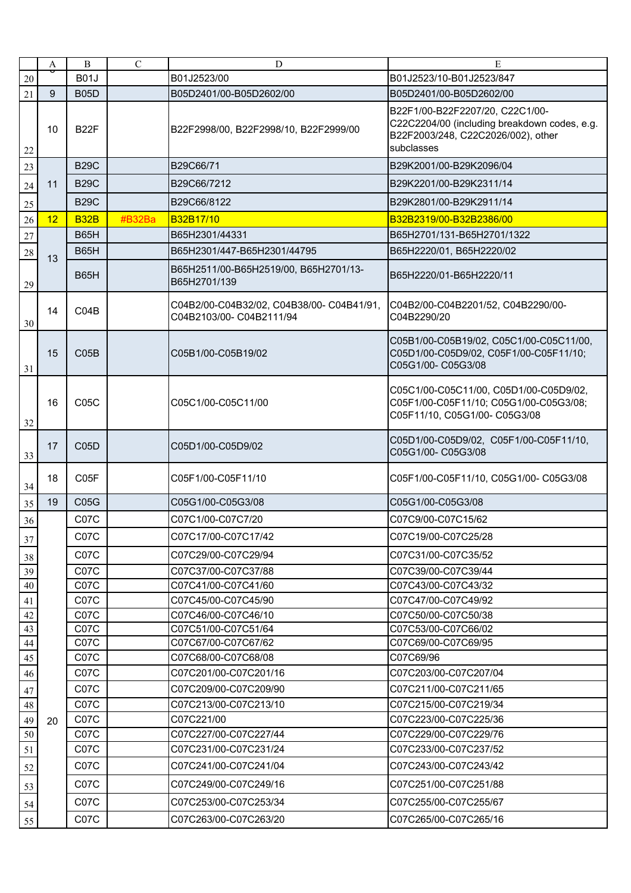| A | B | C | D | E |
|---|---|---|---|---|
| | B01J | | B01J2523/00 | B01J2523/10-B01J2523/847 |
| 9 | B05D | | B05D2401/00-B05D2602/00 | B05D2401/00-B05D2602/00 |
| 10 | B22F | | B22F2998/00, B22F2998/10, B22F2999/00 | B22F1/00-B22F2207/20, C22C1/00-C22C2204/00 (including breakdown codes, e.g. B22F2003/248, C22C2026/002), other subclasses |
| 11 | B29C | | B29C66/71 | B29K2001/00-B29K2096/04 |
| | B29C | | B29C66/7212 | B29K2201/00-B29K2311/14 |
| | B29C | | B29C66/8122 | B29K2801/00-B29K2911/14 |
| 12 | B32B | #B32Ba | B32B17/10 | B32B2319/00-B32B2386/00 |
| 13 | B65H | | B65H2301/44331 | B65H2701/131-B65H2701/1322 |
| | B65H | | B65H2301/447-B65H2301/44795 | B65H2220/01, B65H2220/02 |
| | B65H | | B65H2511/00-B65H2519/00, B65H2701/13-B65H2701/139 | B65H2220/01-B65H2220/11 |
| 14 | C04B | | C04B2/00-C04B32/02, C04B38/00- C04B41/91, C04B2103/00- C04B2111/94 | C04B2/00-C04B2201/52, C04B2290/00-C04B2290/20 |
| 15 | C05B | | C05B1/00-C05B19/02 | C05B1/00-C05B19/02, C05C1/00-C05C11/00, C05D1/00-C05D9/02, C05F1/00-C05F11/10; C05G1/00- C05G3/08 |
| 16 | C05C | | C05C1/00-C05C11/00 | C05C1/00-C05C11/00, C05D1/00-C05D9/02, C05F1/00-C05F11/10; C05G1/00-C05G3/08; C05F11/10, C05G1/00- C05G3/08 |
| 17 | C05D | | C05D1/00-C05D9/02 | C05D1/00-C05D9/02, C05F1/00-C05F11/10, C05G1/00- C05G3/08 |
| 18 | C05F | | C05F1/00-C05F11/10 | C05F1/00-C05F11/10, C05G1/00- C05G3/08 |
| 19 | C05G | | C05G1/00-C05G3/08 | C05G1/00-C05G3/08 |
| 20 | C07C | | C07C1/00-C07C7/20 | C07C9/00-C07C15/62 |
| | C07C | | C07C17/00-C07C17/42 | C07C19/00-C07C25/28 |
| | C07C | | C07C29/00-C07C29/94 | C07C31/00-C07C35/52 |
| | C07C | | C07C37/00-C07C37/88 | C07C39/00-C07C39/44 |
| | C07C | | C07C41/00-C07C41/60 | C07C43/00-C07C43/32 |
| | C07C | | C07C45/00-C07C45/90 | C07C47/00-C07C49/92 |
| | C07C | | C07C46/00-C07C46/10 | C07C50/00-C07C50/38 |
| | C07C | | C07C51/00-C07C51/64 | C07C53/00-C07C66/02 |
| | C07C | | C07C67/00-C07C67/62 | C07C69/00-C07C69/95 |
| | C07C | | C07C68/00-C07C68/08 | C07C69/96 |
| | C07C | | C07C201/00-C07C201/16 | C07C203/00-C07C207/04 |
| | C07C | | C07C209/00-C07C209/90 | C07C211/00-C07C211/65 |
| | C07C | | C07C213/00-C07C213/10 | C07C215/00-C07C219/34 |
| | C07C | | C07C221/00 | C07C223/00-C07C225/36 |
| | C07C | | C07C227/00-C07C227/44 | C07C229/00-C07C229/76 |
| | C07C | | C07C231/00-C07C231/24 | C07C233/00-C07C237/52 |
| | C07C | | C07C241/00-C07C241/04 | C07C243/00-C07C243/42 |
| | C07C | | C07C249/00-C07C249/16 | C07C251/00-C07C251/88 |
| | C07C | | C07C253/00-C07C253/34 | C07C255/00-C07C255/67 |
| | C07C | | C07C263/00-C07C263/20 | C07C265/00-C07C265/16 |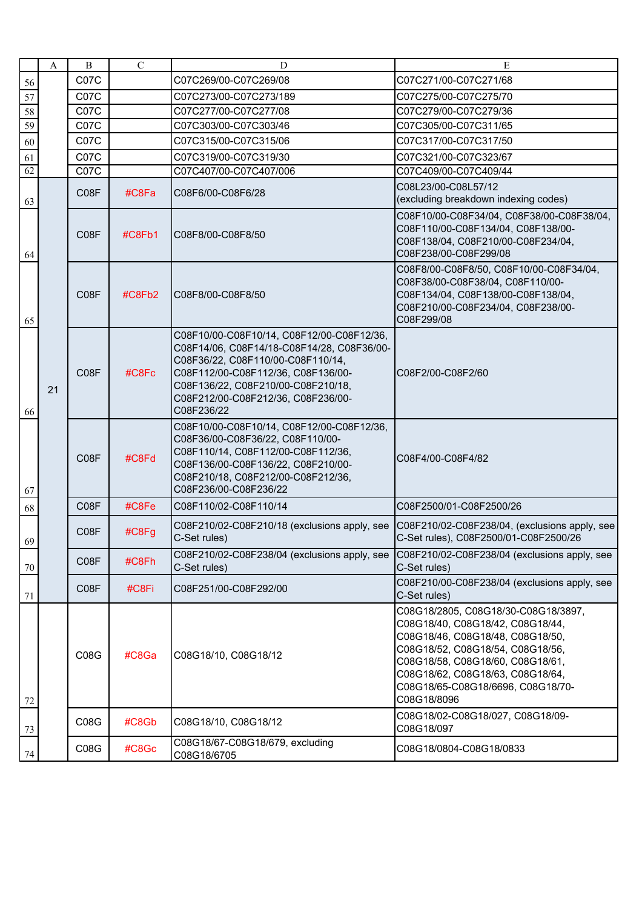| | A | B | C | D | E |
|---|---|---|---|---|---|
| 56 | | C07C | | C07C269/00-C07C269/08 | C07C271/00-C07C271/68 |
| 57 | | C07C | | C07C273/00-C07C273/189 | C07C275/00-C07C275/70 |
| 58 | | C07C | | C07C277/00-C07C277/08 | C07C279/00-C07C279/36 |
| 59 | | C07C | | C07C303/00-C07C303/46 | C07C305/00-C07C311/65 |
| 60 | | C07C | | C07C315/00-C07C315/06 | C07C317/00-C07C317/50 |
| 61 | | C07C | | C07C319/00-C07C319/30 | C07C321/00-C07C323/67 |
| 62 | | C07C | | C07C407/00-C07C407/006 | C07C409/00-C07C409/44 |
| 63 | 21 | C08F | #C8Fa | C08F6/00-C08F6/28 | C08L23/00-C08L57/12 (excluding breakdown indexing codes) |
| 64 | | C08F | #C8Fb1 | C08F8/00-C08F8/50 | C08F10/00-C08F34/04, C08F38/00-C08F38/04, C08F110/00-C08F134/04, C08F138/00-C08F138/04, C08F210/00-C08F234/04, C08F238/00-C08F299/08 |
| 65 | | C08F | #C8Fb2 | C08F8/00-C08F8/50 | C08F8/00-C08F8/50, C08F10/00-C08F34/04, C08F38/00-C08F38/04, C08F110/00-C08F134/04, C08F138/00-C08F138/04, C08F210/00-C08F234/04, C08F238/00-C08F299/08 |
| 66 | | C08F | #C8Fc | C08F10/00-C08F10/14, C08F12/00-C08F12/36, C08F14/06, C08F14/18-C08F14/28, C08F36/00-C08F36/22, C08F110/00-C08F110/14, C08F112/00-C08F112/36, C08F136/00-C08F136/22, C08F210/00-C08F210/18, C08F212/00-C08F212/36, C08F236/00-C08F236/22 | C08F2/00-C08F2/60 |
| 67 | | C08F | #C8Fd | C08F10/00-C08F10/14, C08F12/00-C08F12/36, C08F36/00-C08F36/22, C08F110/00-C08F110/14, C08F112/00-C08F112/36, C08F136/00-C08F136/22, C08F210/00-C08F210/18, C08F212/00-C08F212/36, C08F236/00-C08F236/22 | C08F4/00-C08F4/82 |
| 68 | | C08F | #C8Fe | C08F110/02-C08F110/14 | C08F2500/01-C08F2500/26 |
| 69 | | C08F | #C8Fg | C08F210/02-C08F210/18 (exclusions apply, see C-Set rules) | C08F210/02-C08F238/04, (exclusions apply, see C-Set rules), C08F2500/01-C08F2500/26 |
| 70 | | C08F | #C8Fh | C08F210/02-C08F238/04 (exclusions apply, see C-Set rules) | C08F210/02-C08F238/04 (exclusions apply, see C-Set rules) |
| 71 | | C08F | #C8Fi | C08F251/00-C08F292/00 | C08F210/00-C08F238/04 (exclusions apply, see C-Set rules) |
| 72 | | C08G | #C8Ga | C08G18/10, C08G18/12 | C08G18/2805, C08G18/30-C08G18/3897, C08G18/40, C08G18/42, C08G18/44, C08G18/46, C08G18/48, C08G18/50, C08G18/52, C08G18/54, C08G18/56, C08G18/58, C08G18/60, C08G18/61, C08G18/62, C08G18/63, C08G18/64, C08G18/65-C08G18/6696, C08G18/70-C08G18/8096 |
| 73 | | C08G | #C8Gb | C08G18/10, C08G18/12 | C08G18/02-C08G18/027, C08G18/09-C08G18/097 |
| 74 | | C08G | #C8Gc | C08G18/67-C08G18/679, excluding C08G18/6705 | C08G18/0804-C08G18/0833 |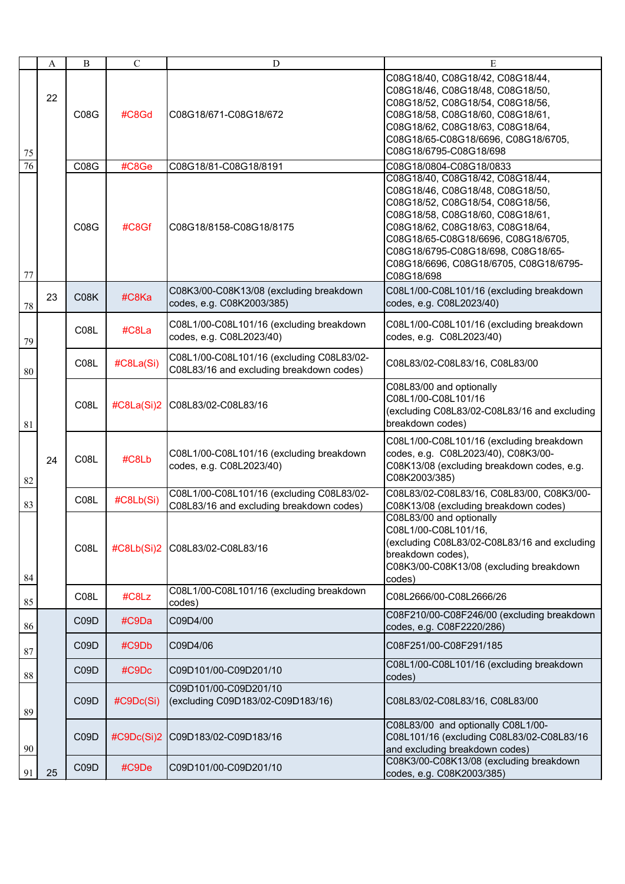| | A | B | C | D | E |
|---|---|---|---|---|---|
| 75 | 22 | C08G | #C8Gd | C08G18/671-C08G18/672 | C08G18/40, C08G18/42, C08G18/44, C08G18/46, C08G18/48, C08G18/50, C08G18/52, C08G18/54, C08G18/56, C08G18/58, C08G18/60, C08G18/61, C08G18/62, C08G18/63, C08G18/64, C08G18/65-C08G18/6696, C08G18/6705, C08G18/6795-C08G18/698 |
| 76 | | C08G | #C8Ge | C08G18/81-C08G18/8191 | C08G18/0804-C08G18/0833 |
| 77 | | C08G | #C8Gf | C08G18/8158-C08G18/8175 | C08G18/40, C08G18/42, C08G18/44, C08G18/46, C08G18/48, C08G18/50, C08G18/52, C08G18/54, C08G18/56, C08G18/58, C08G18/60, C08G18/61, C08G18/62, C08G18/63, C08G18/64, C08G18/65-C08G18/6696, C08G18/6705, C08G18/6795-C08G18/698, C08G18/65-C08G18/6696, C08G18/6705, C08G18/6795-C08G18/698 |
| 78 | 23 | C08K | #C8Ka | C08K3/00-C08K13/08 (excluding breakdown codes, e.g. C08K2003/385) | C08L1/00-C08L101/16 (excluding breakdown codes, e.g. C08L2023/40) |
| 79 | 24 | C08L | #C8La | C08L1/00-C08L101/16 (excluding breakdown codes, e.g. C08L2023/40) | C08L1/00-C08L101/16 (excluding breakdown codes, e.g. C08L2023/40) |
| 80 | | C08L | #C8La(Si) | C08L1/00-C08L101/16 (excluding C08L83/02-C08L83/16 and excluding breakdown codes) | C08L83/02-C08L83/16, C08L83/00 |
| 81 | | C08L | #C8La(Si)2 | C08L83/02-C08L83/16 | C08L83/00 and optionally C08L1/00-C08L101/16 (excluding C08L83/02-C08L83/16 and excluding breakdown codes) |
| 82 | | C08L | #C8Lb | C08L1/00-C08L101/16 (excluding breakdown codes, e.g. C08L2023/40) | C08L1/00-C08L101/16 (excluding breakdown codes, e.g. C08L2023/40), C08K3/00-C08K13/08 (excluding breakdown codes, e.g. C08K2003/385) |
| 83 | | C08L | #C8Lb(Si) | C08L1/00-C08L101/16 (excluding C08L83/02-C08L83/16 and excluding breakdown codes) | C08L83/02-C08L83/16, C08L83/00, C08K3/00-C08K13/08 (excluding breakdown codes) |
| 84 | | C08L | #C8Lb(Si)2 | C08L83/02-C08L83/16 | C08L83/00 and optionally C08L1/00-C08L101/16, (excluding C08L83/02-C08L83/16 and excluding breakdown codes), C08K3/00-C08K13/08 (excluding breakdown codes) |
| 85 | | C08L | #C8Lz | C08L1/00-C08L101/16 (excluding breakdown codes) | C08L2666/00-C08L2666/26 |
| 86 | 25 | C09D | #C9Da | C09D4/00 | C08F210/00-C08F246/00 (excluding breakdown codes, e.g. C08F2220/286) |
| 87 | | C09D | #C9Db | C09D4/06 | C08F251/00-C08F291/185 |
| 88 | | C09D | #C9Dc | C09D101/00-C09D201/10 | C08L1/00-C08L101/16 (excluding breakdown codes) |
| 89 | | C09D | #C9Dc(Si) | C09D101/00-C09D201/10 (excluding C09D183/02-C09D183/16) | C08L83/02-C08L83/16, C08L83/00 |
| 90 | | C09D | #C9Dc(Si)2 | C09D183/02-C09D183/16 | C08L83/00 and optionally C08L1/00-C08L101/16 (excluding C08L83/02-C08L83/16 and excluding breakdown codes) |
| 91 | | C09D | #C9De | C09D101/00-C09D201/10 | C08K3/00-C08K13/08 (excluding breakdown codes, e.g. C08K2003/385) |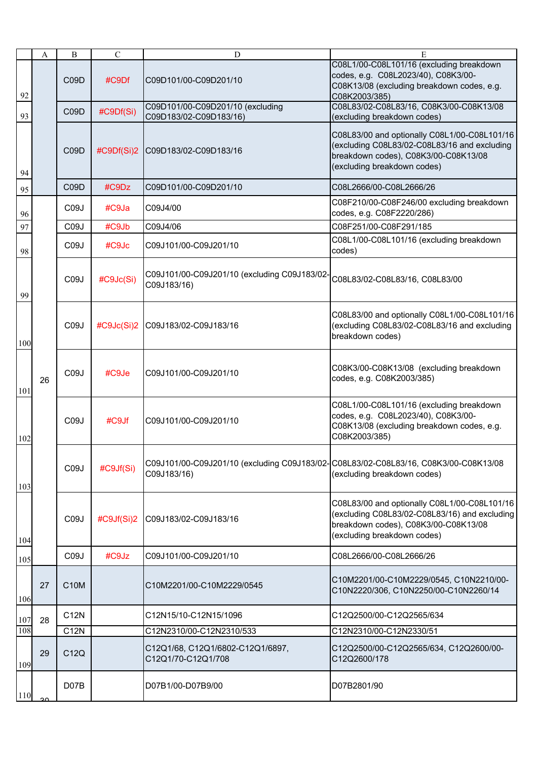| | A | B | C | D | E |
|---|---|---|---|---|---|
| 92 | | C09D | #C9Df | C09D101/00-C09D201/10 | C08L1/00-C08L101/16 (excluding breakdown codes, e.g. C08L2023/40), C08K3/00-C08K13/08 (excluding breakdown codes, e.g. C08K2003/385) |
| 93 | | C09D | #C9Df(Si) | C09D101/00-C09D201/10 (excluding C09D183/02-C09D183/16) | C08L83/02-C08L83/16, C08K3/00-C08K13/08 (excluding breakdown codes) |
| 94 | | C09D | #C9Df(Si)2 | C09D183/02-C09D183/16 | C08L83/00 and optionally C08L1/00-C08L101/16 (excluding C08L83/02-C08L83/16 and excluding breakdown codes), C08K3/00-C08K13/08 (excluding breakdown codes) |
| 95 | | C09D | #C9Dz | C09D101/00-C09D201/10 | C08L2666/00-C08L2666/26 |
| 96 | 26 | C09J | #C9Ja | C09J4/00 | C08F210/00-C08F246/00 excluding breakdown codes, e.g. C08F2220/286) |
| 97 | | C09J | #C9Jb | C09J4/06 | C08F251/00-C08F291/185 |
| 98 | | C09J | #C9Jc | C09J101/00-C09J201/10 | C08L1/00-C08L101/16 (excluding breakdown codes) |
| 99 | | C09J | #C9Jc(Si) | C09J101/00-C09J201/10 (excluding C09J183/02-C09J183/16) | C08L83/02-C08L83/16, C08L83/00 |
| 100 | | C09J | #C9Jc(Si)2 | C09J183/02-C09J183/16 | C08L83/00 and optionally C08L1/00-C08L101/16 (excluding C08L83/02-C08L83/16 and excluding breakdown codes) |
| 101 | | C09J | #C9Je | C09J101/00-C09J201/10 | C08K3/00-C08K13/08 (excluding breakdown codes, e.g. C08K2003/385) |
| 102 | | C09J | #C9Jf | C09J101/00-C09J201/10 | C08L1/00-C08L101/16 (excluding breakdown codes, e.g. C08L2023/40), C08K3/00-C08K13/08 (excluding breakdown codes, e.g. C08K2003/385) |
| 103 | | C09J | #C9Jf(Si) | C09J101/00-C09J201/10 (excluding C09J183/02-C09J183/16) | C08L83/02-C08L83/16, C08K3/00-C08K13/08 (excluding breakdown codes) |
| 104 | | C09J | #C9Jf(Si)2 | C09J183/02-C09J183/16 | C08L83/00 and optionally C08L1/00-C08L101/16 (excluding C08L83/02-C08L83/16) and excluding breakdown codes), C08K3/00-C08K13/08 (excluding breakdown codes) |
| 105 | | C09J | #C9Jz | C09J101/00-C09J201/10 | C08L2666/00-C08L2666/26 |
| 106 | 27 | C10M | | C10M2201/00-C10M2229/0545 | C10M2201/00-C10M2229/0545, C10N2210/00-C10N2220/306, C10N2250/00-C10N2260/14 |
| 107 | 28 | C12N | | C12N15/10-C12N15/1096 | C12Q2500/00-C12Q2565/634 |
| 108 | | C12N | | C12N2310/00-C12N2310/533 | C12N2310/00-C12N2330/51 |
| 109 | 29 | C12Q | | C12Q1/68, C12Q1/6802-C12Q1/6897, C12Q1/70-C12Q1/708 | C12Q2500/00-C12Q2565/634, C12Q2600/00-C12Q2600/178 |
| 110 | 30 | D07B | | D07B1/00-D07B9/00 | D07B2801/90 |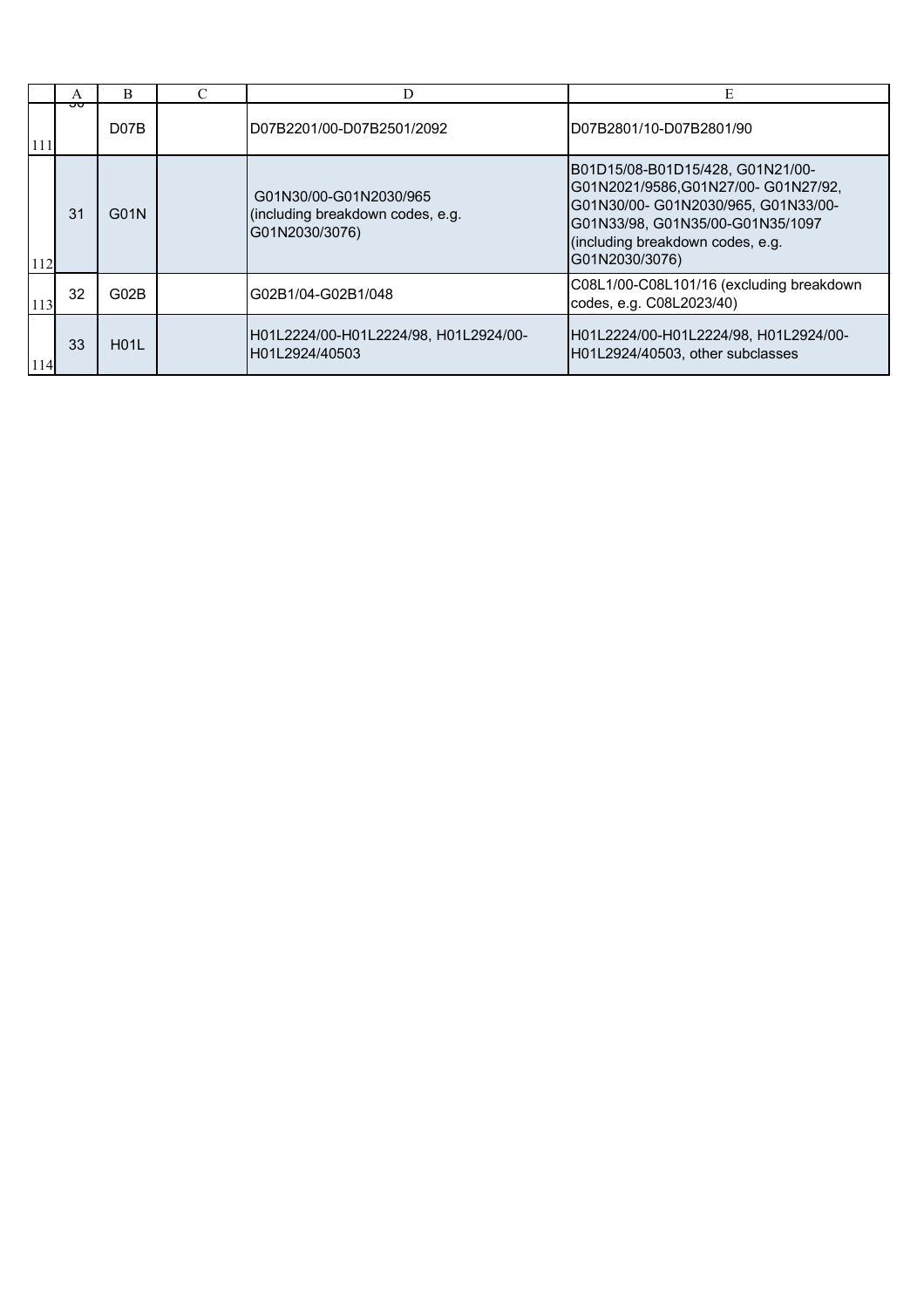| | A | B | C | D | E |
|---|---|---|---|---|---|
| 111 | 30 | D07B | | D07B2201/00-D07B2501/2092 | D07B2801/10-D07B2801/90 |
| 112 | 31 | G01N | | G01N30/00-G01N2030/965 (including breakdown codes, e.g. G01N2030/3076) | B01D15/08-B01D15/428, G01N21/00-G01N2021/9586,G01N27/00- G01N27/92, G01N30/00- G01N2030/965, G01N33/00-G01N33/98, G01N35/00-G01N35/1097 (including breakdown codes, e.g. G01N2030/3076) |
| 113 | 32 | G02B | | G02B1/04-G02B1/048 | C08L1/00-C08L101/16 (excluding breakdown codes, e.g. C08L2023/40) |
| 114 | 33 | H01L | | H01L2224/00-H01L2224/98, H01L2924/00-H01L2924/40503 | H01L2224/00-H01L2224/98, H01L2924/00-H01L2924/40503, other subclasses |